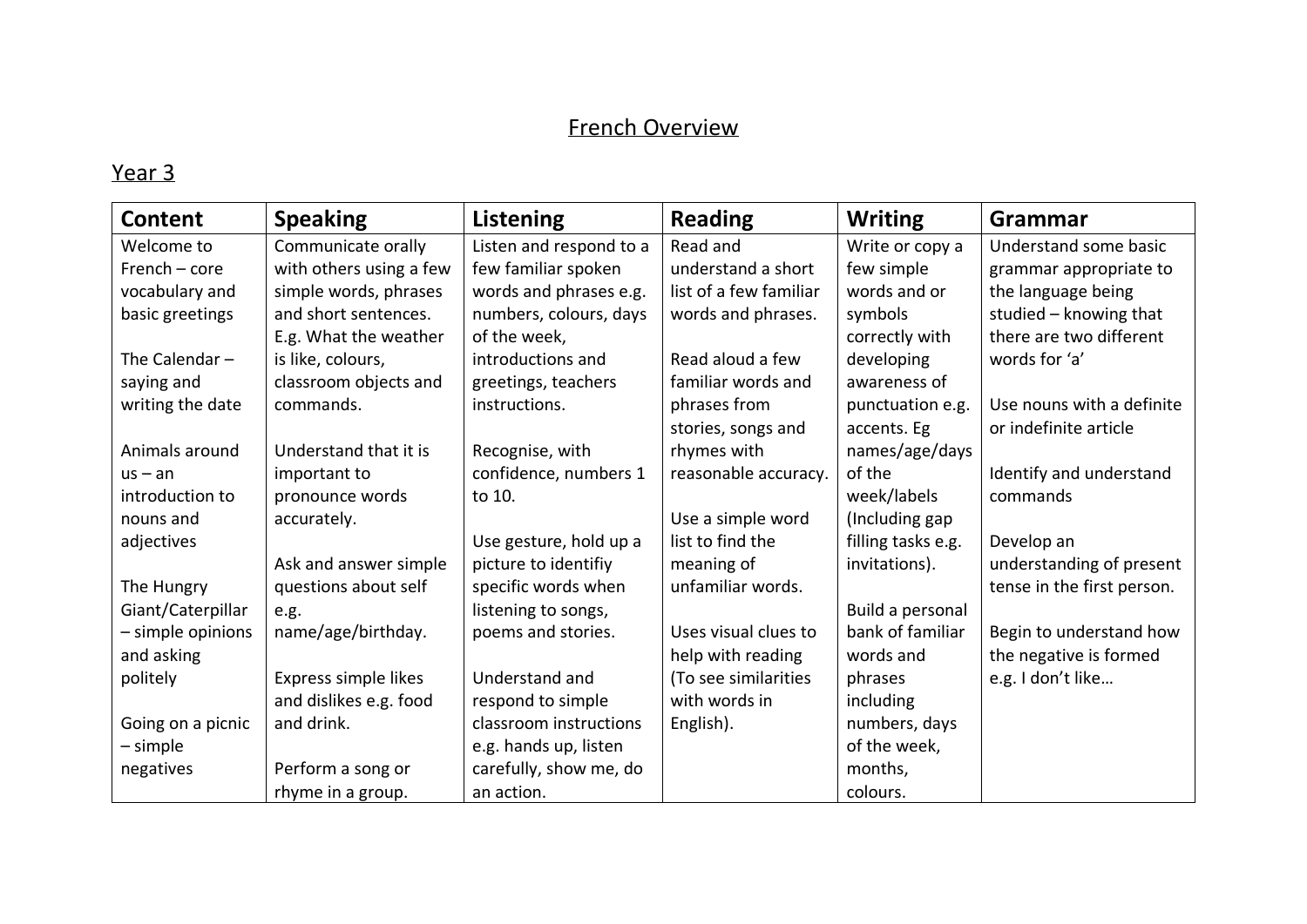# French Overview

## Year 3

| Content | Speaking | Listening | Reading | Writing | Grammar |
|---|---|---|---|---|---|
| Welcome to French – core vocabulary and basic greetings<br><br>The Calendar – saying and writing the date<br><br>Animals around us – an introduction to nouns and adjectives<br><br>The Hungry Giant/Caterpillar – simple opinions and asking politely<br><br>Going on a picnic – simple negatives | Communicate orally with others using a few simple words, phrases and short sentences. E.g. What the weather is like, colours, classroom objects and commands.<br><br>Understand that it is important to pronounce words accurately.<br><br>Ask and answer simple questions about self e.g. name/age/birthday.<br><br>Express simple likes and dislikes e.g. food and drink.<br><br>Perform a song or rhyme in a group. | Listen and respond to a few familiar spoken words and phrases e.g. numbers, colours, days of the week, introductions and greetings, teachers instructions.<br><br>Recognise, with confidence, numbers 1 to 10.<br><br>Use gesture, hold up a picture to identifiy specific words when listening to songs, poems and stories.<br><br>Understand and respond to simple classroom instructions e.g. hands up, listen carefully, show me, do an action. | Read and understand a short list of a few familiar words and phrases.<br><br>Read aloud a few familiar words and phrases from stories, songs and rhymes with reasonable accuracy.<br><br>Use a simple word list to find the meaning of unfamiliar words.<br><br>Uses visual clues to help with reading (To see similarities with words in English). | Write or copy a few simple words and or symbols correctly with developing awareness of punctuation e.g. accents. Eg names/age/days of the week/labels (Including gap filling tasks e.g. invitations).<br><br>Build a personal bank of familiar words and phrases including numbers, days of the week, months, colours. | Understand some basic grammar appropriate to the language being studied – knowing that there are two different words for 'a'<br><br>Use nouns with a definite or indefinite article<br><br>Identify and understand commands<br><br>Develop an understanding of present tense in the first person.<br><br>Begin to understand how the negative is formed e.g. I don't like… |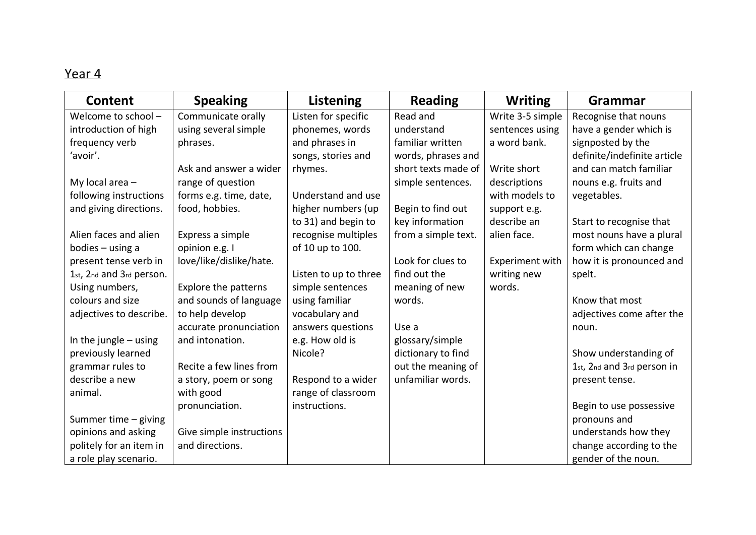## Year 4

| Content | Speaking | Listening | Reading | Writing | Grammar |
|---|---|---|---|---|---|
| Welcome to school – introduction of high frequency verb 'avoir'.<br><br>My local area – following instructions and giving directions.<br><br>Alien faces and alien bodies – using a present tense verb in 1st, 2nd and 3rd person. Using numbers, colours and size adjectives to describe.<br><br>In the jungle – using previously learned grammar rules to describe a new animal.<br><br>Summer time – giving opinions and asking politely for an item in a role play scenario. | Communicate orally using several simple phrases.<br><br>Ask and answer a wider range of question forms e.g. time, date, food, hobbies.<br><br>Express a simple opinion e.g. I love/like/dislike/hate.<br><br>Explore the patterns and sounds of language to help develop accurate pronunciation and intonation.<br><br>Recite a few lines from a story, poem or song with good pronunciation.<br><br>Give simple instructions and directions. | Listen for specific phonemes, words and phrases in songs, stories and rhymes.<br><br>Understand and use higher numbers (up to 31) and begin to recognise multiples of 10 up to 100.<br><br>Listen to up to three simple sentences using familiar vocabulary and answers questions e.g. How old is Nicole?<br><br>Respond to a wider range of classroom instructions. | Read and understand familiar written words, phrases and short texts made of simple sentences.<br><br>Begin to find out key information from a simple text.<br><br>Look for clues to find out the meaning of new words.<br><br>Use a glossary/simple dictionary to find out the meaning of unfamiliar words. | Write 3-5 simple sentences using a word bank.<br><br>Write short descriptions with models to support e.g. describe an alien face.<br><br>Experiment with writing new words. | Recognise that nouns have a gender which is signposted by the definite/indefinite article and can match familiar nouns e.g. fruits and vegetables.<br><br>Start to recognise that most nouns have a plural form which can change how it is pronounced and spelt.<br><br>Know that most adjectives come after the noun.<br><br>Show understanding of 1st, 2nd and 3rd person in present tense.<br><br>Begin to use possessive pronouns and understands how they change according to the gender of the noun. |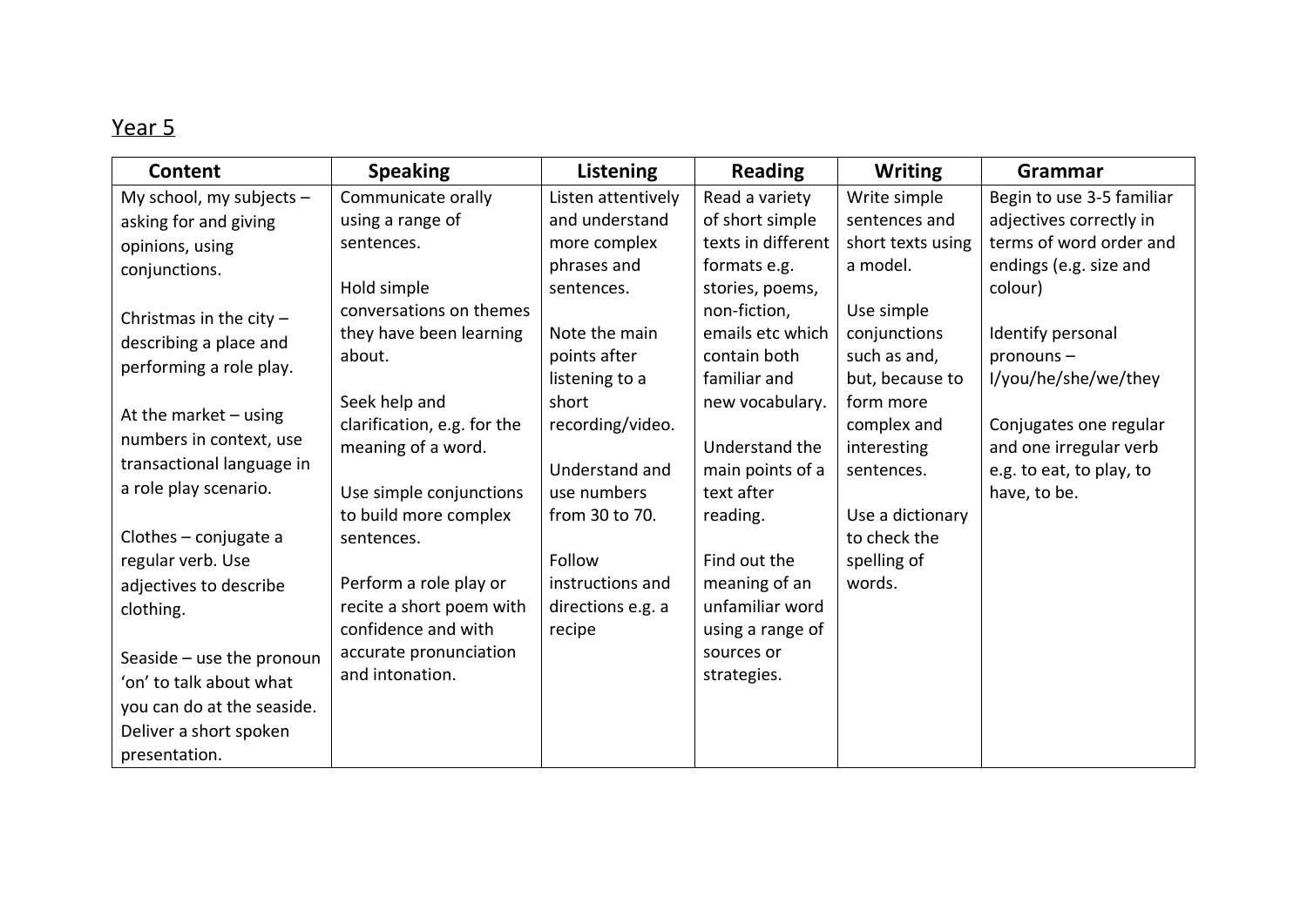<u>Year 5</u>

| Content | Speaking | Listening | Reading | Writing | Grammar |
|---|---|---|---|---|---|
| My school, my subjects – asking for and giving opinions, using conjunctions.<br><br>Christmas in the city – describing a place and performing a role play.<br><br>At the market – using numbers in context, use transactional language in a role play scenario.<br><br>Clothes – conjugate a regular verb. Use adjectives to describe clothing.<br><br>Seaside – use the pronoun 'on' to talk about what you can do at the seaside. Deliver a short spoken presentation. | Communicate orally using a range of sentences.<br><br>Hold simple conversations on themes they have been learning about.<br><br>Seek help and clarification, e.g. for the meaning of a word.<br><br>Use simple conjunctions to build more complex sentences.<br><br>Perform a role play or recite a short poem with confidence and with accurate pronunciation and intonation. | Listen attentively and understand more complex phrases and sentences.<br><br>Note the main points after listening to a short recording/video.<br><br>Understand and use numbers from 30 to 70.<br><br>Follow instructions and directions e.g. a recipe | Read a variety of short simple texts in different formats e.g. stories, poems, non-fiction, emails etc which contain both familiar and new vocabulary.<br><br>Understand the main points of a text after reading.<br><br>Find out the meaning of an unfamiliar word using a range of sources or strategies. | Write simple sentences and short texts using a model.<br><br>Use simple conjunctions such as and, but, because to form more complex and interesting sentences.<br><br>Use a dictionary to check the spelling of words. | Begin to use 3-5 familiar adjectives correctly in terms of word order and endings (e.g. size and colour)<br><br>Identify personal pronouns – I/you/he/she/we/they<br><br>Conjugates one regular and one irregular verb e.g. to eat, to play, to have, to be. |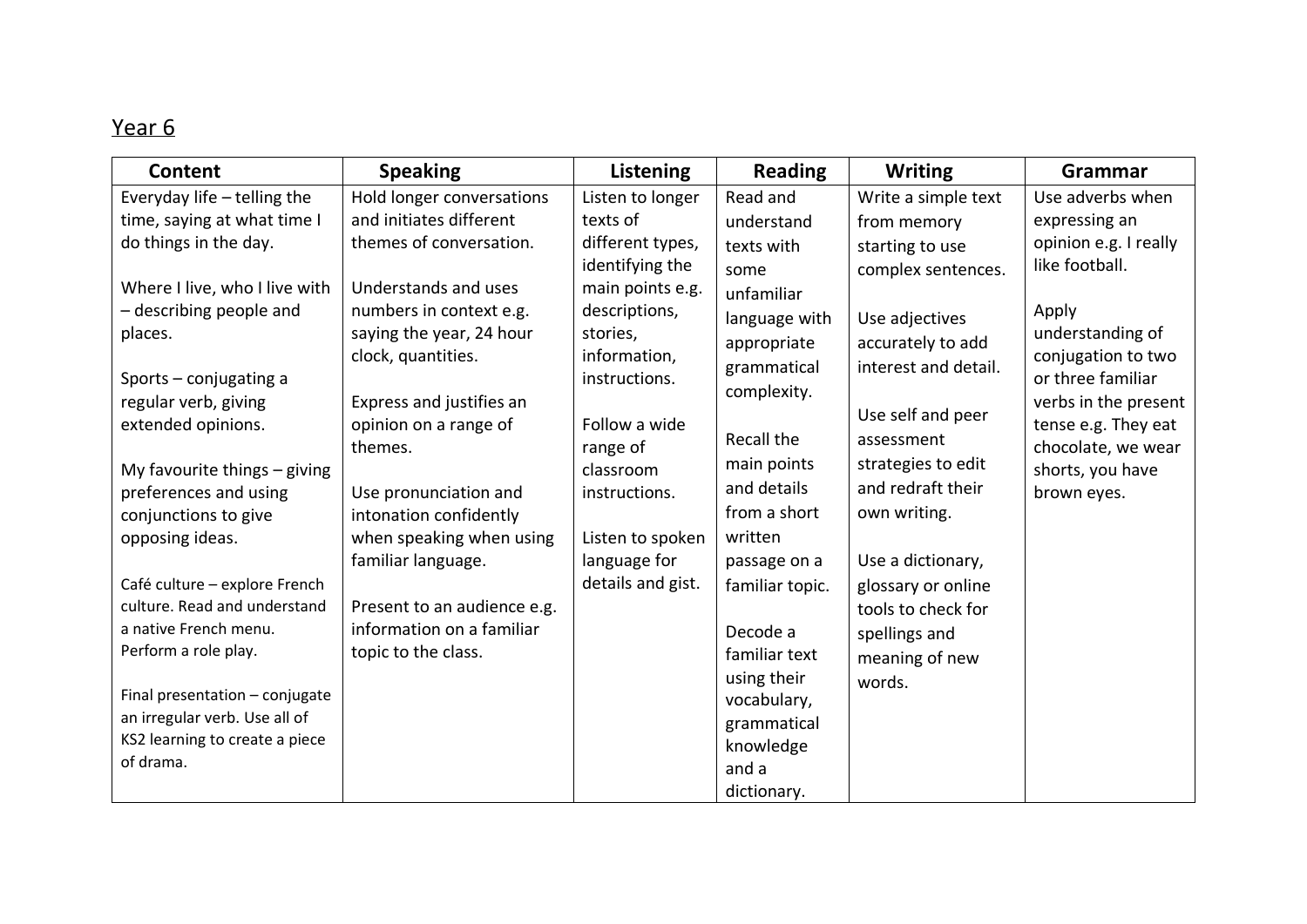Year 6

| Content | Speaking | Listening | Reading | Writing | Grammar |
|---|---|---|---|---|---|
| Everyday life – telling the time, saying at what time I do things in the day.<br><br>Where I live, who I live with – describing people and places.<br><br>Sports – conjugating a regular verb, giving extended opinions.<br><br>My favourite things – giving preferences and using conjunctions to give opposing ideas.<br><br>Café culture – explore French culture. Read and understand a native French menu. Perform a role play.<br><br>Final presentation – conjugate an irregular verb. Use all of KS2 learning to create a piece of drama. | Hold longer conversations and initiates different themes of conversation.<br><br>Understands and uses numbers in context e.g. saying the year, 24 hour clock, quantities.<br><br>Express and justifies an opinion on a range of themes.<br><br>Use pronunciation and intonation confidently when speaking when using familiar language.<br><br>Present to an audience e.g. information on a familiar topic to the class. | Listen to longer texts of different types, identifying the main points e.g. descriptions, stories, information, instructions.<br><br>Follow a wide range of classroom instructions.<br><br>Listen to spoken language for details and gist. | Read and understand texts with some unfamiliar language with appropriate grammatical complexity.<br><br>Recall the main points and details from a short written passage on a familiar topic.<br><br>Decode a familiar text using their vocabulary, grammatical knowledge and a dictionary. | Write a simple text from memory starting to use complex sentences.<br><br>Use adjectives accurately to add interest and detail.<br><br>Use self and peer assessment strategies to edit and redraft their own writing.<br><br>Use a dictionary, glossary or online tools to check for spellings and meaning of new words. | Use adverbs when expressing an opinion e.g. I really like football.<br><br>Apply understanding of conjugation to two or three familiar verbs in the present tense e.g. They eat chocolate, we wear shorts, you have brown eyes. |